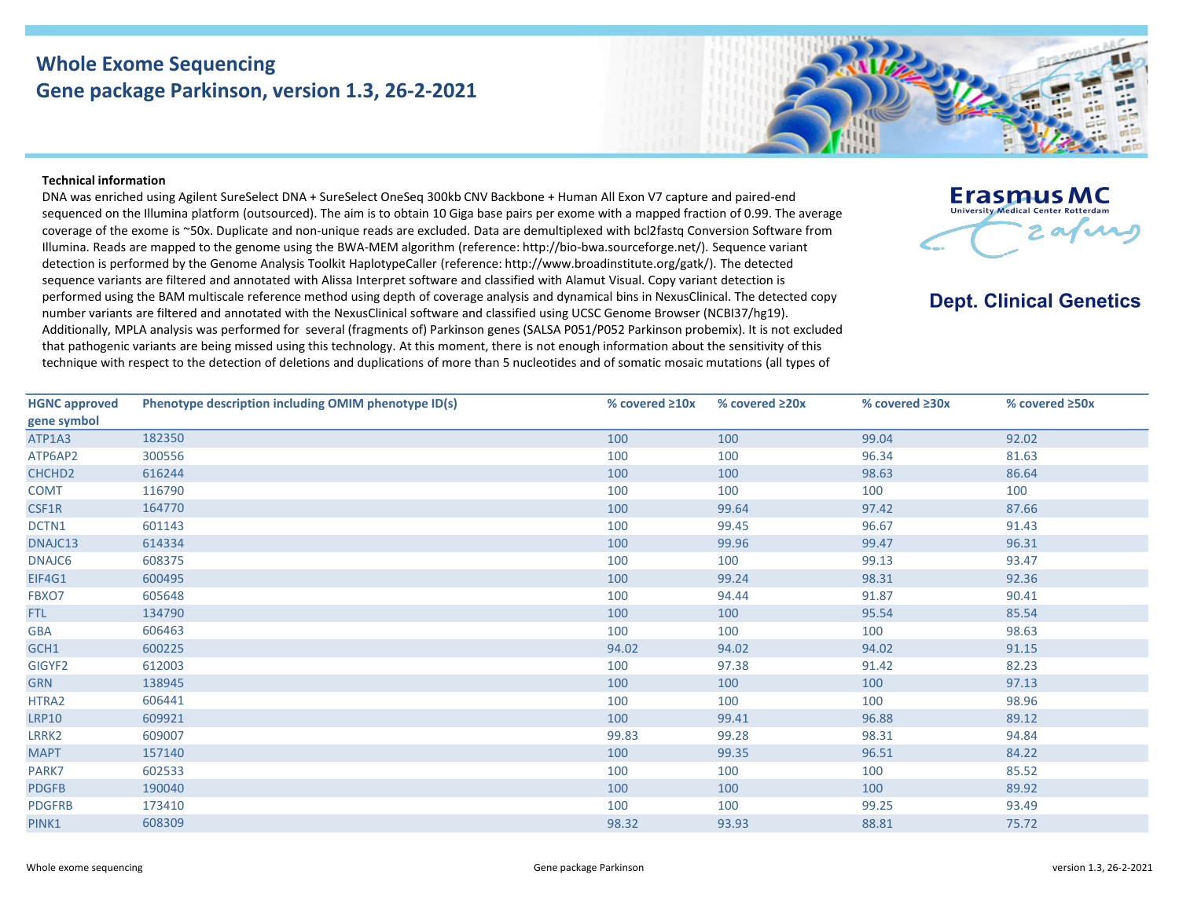# Whole Exome Sequencing
## Gene package Parkinson, version 1.3, 26-2-2021

Erasmus MC
University Medical Center Rotterdam

**Dept. Clinical Genetics**

**Technical information**

DNA was enriched using Agilent SureSelect DNA + SureSelect OneSeq 300kb CNV Backbone + Human All Exon V7 capture and paired-end sequenced on the Illumina platform (outsourced). The aim is to obtain 10 Giga base pairs per exome with a mapped fraction of 0.99. The average coverage of the exome is ~50x. Duplicate and non-unique reads are excluded. Data are demultiplexed with bcl2fastq Conversion Software from Illumina. Reads are mapped to the genome using the BWA-MEM algorithm (reference: http://bio-bwa.sourceforge.net/). Sequence variant detection is performed by the Genome Analysis Toolkit HaplotypeCaller (reference: http://www.broadinstitute.org/gatk/). The detected sequence variants are filtered and annotated with Alissa Interpret software and classified with Alamut Visual. Copy variant detection is performed using the BAM multiscale reference method using depth of coverage analysis and dynamical bins in NexusClinical. The detected copy number variants are filtered and annotated with the NexusClinical software and classified using UCSC Genome Browser (NCBI37/hg19). Additionally, MPLA analysis was performed for several (fragments of) Parkinson genes (SALSA P051/P052 Parkinson probemix). It is not excluded that pathogenic variants are being missed using this technology. At this moment, there is not enough information about the sensitivity of this technique with respect to the detection of deletions and duplications of more than 5 nucleotides and of somatic mosaic mutations (all types of

| HGNC approved gene symbol | Phenotype description including OMIM phenotype ID(s) | % covered ≥10x | % covered ≥20x | % covered ≥30x | % covered ≥50x |
|---|---|---|---|---|---|
| ATP1A3 | 182350 | 100 | 100 | 99.04 | 92.02 |
| ATP6AP2 | 300556 | 100 | 100 | 96.34 | 81.63 |
| CHCHD2 | 616244 | 100 | 100 | 98.63 | 86.64 |
| COMT | 116790 | 100 | 100 | 100 | 100 |
| CSF1R | 164770 | 100 | 99.64 | 97.42 | 87.66 |
| DCTN1 | 601143 | 100 | 99.45 | 96.67 | 91.43 |
| DNAJC13 | 614334 | 100 | 99.96 | 99.47 | 96.31 |
| DNAJC6 | 608375 | 100 | 100 | 99.13 | 93.47 |
| EIF4G1 | 600495 | 100 | 99.24 | 98.31 | 92.36 |
| FBXO7 | 605648 | 100 | 94.44 | 91.87 | 90.41 |
| FTL | 134790 | 100 | 100 | 95.54 | 85.54 |
| GBA | 606463 | 100 | 100 | 100 | 98.63 |
| GCH1 | 600225 | 94.02 | 94.02 | 94.02 | 91.15 |
| GIGYF2 | 612003 | 100 | 97.38 | 91.42 | 82.23 |
| GRN | 138945 | 100 | 100 | 100 | 97.13 |
| HTRA2 | 606441 | 100 | 100 | 100 | 98.96 |
| LRP10 | 609921 | 100 | 99.41 | 96.88 | 89.12 |
| LRRK2 | 609007 | 99.83 | 99.28 | 98.31 | 94.84 |
| MAPT | 157140 | 100 | 99.35 | 96.51 | 84.22 |
| PARK7 | 602533 | 100 | 100 | 100 | 85.52 |
| PDGFB | 190040 | 100 | 100 | 100 | 89.92 |
| PDGFRB | 173410 | 100 | 100 | 99.25 | 93.49 |
| PINK1 | 608309 | 98.32 | 93.93 | 88.81 | 75.72 |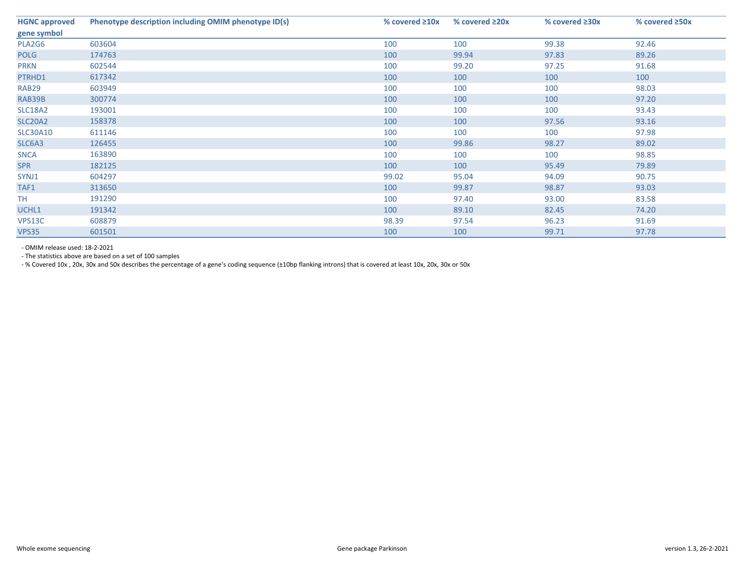| HGNC approved gene symbol | Phenotype description including OMIM phenotype ID(s) | % covered ≥10x | % covered ≥20x | % covered ≥30x | % covered ≥50x |
|---|---|---|---|---|---|
| PLA2G6 | 603604 | 100 | 100 | 99.38 | 92.46 |
| POLG | 174763 | 100 | 99.94 | 97.83 | 89.26 |
| PRKN | 602544 | 100 | 99.20 | 97.25 | 91.68 |
| PTRHD1 | 617342 | 100 | 100 | 100 | 100 |
| RAB29 | 603949 | 100 | 100 | 100 | 98.03 |
| RAB39B | 300774 | 100 | 100 | 100 | 97.20 |
| SLC18A2 | 193001 | 100 | 100 | 100 | 93.43 |
| SLC20A2 | 158378 | 100 | 100 | 97.56 | 93.16 |
| SLC30A10 | 611146 | 100 | 100 | 100 | 97.98 |
| SLC6A3 | 126455 | 100 | 99.86 | 98.27 | 89.02 |
| SNCA | 163890 | 100 | 100 | 100 | 98.85 |
| SPR | 182125 | 100 | 100 | 95.49 | 79.89 |
| SYNJ1 | 604297 | 99.02 | 95.04 | 94.09 | 90.75 |
| TAF1 | 313650 | 100 | 99.87 | 98.87 | 93.03 |
| TH | 191290 | 100 | 97.40 | 93.00 | 83.58 |
| UCHL1 | 191342 | 100 | 89.10 | 82.45 | 74.20 |
| VPS13C | 608879 | 98.39 | 97.54 | 96.23 | 91.69 |
| VPS35 | 601501 | 100 | 100 | 99.71 | 97.78 |

- OMIM release used: 18-2-2021
- The statistics above are based on a set of 100 samples
- % Covered 10x , 20x, 30x and 50x describes the percentage of a gene's coding sequence (±10bp flanking introns) that is covered at least 10x, 20x, 30x or 50x